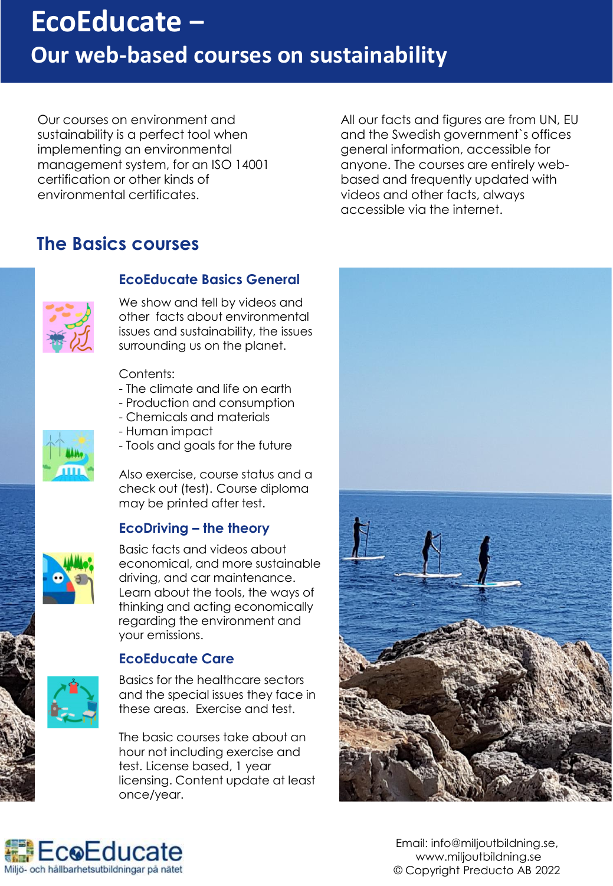# EcoEducate –
## Our web-based courses on sustainability

Our courses on environment and sustainability is a perfect tool when implementing an environmental management system, for an ISO 14001 certification or other kinds of environmental certificates.

All our facts and figures are from UN, EU and the Swedish government`s offices general information, accessible for anyone. The courses are entirely web-based and frequently updated with videos and other facts, always accessible via the internet.

## The Basics courses

### EcoEducate Basics General

We show and tell by videos and other facts about environmental issues and sustainability, the issues surrounding us on the planet.

Contents:
- The climate and life on earth
- Production and consumption
- Chemicals and materials
- Human impact
- Tools and goals for the future

Also exercise, course status and a check out (test). Course diploma may be printed after test.

### EcoDriving – the theory

Basic facts and videos about economical, and more sustainable driving, and car maintenance. Learn about the tools, the ways of thinking and acting economically regarding the environment and your emissions.

### EcoEducate Care

Basics for the healthcare sectors and the special issues they face in these areas. Exercise and test.

The basic courses take about an hour not including exercise and test. License based, 1 year licensing. Content update at least once/year.

EcoEducate
Miljö- och hållbarhetsutbildningar på nätet

Email: info@miljoutbildning.se,
www.miljoutbildning.se
© Copyright Preducto AB 2022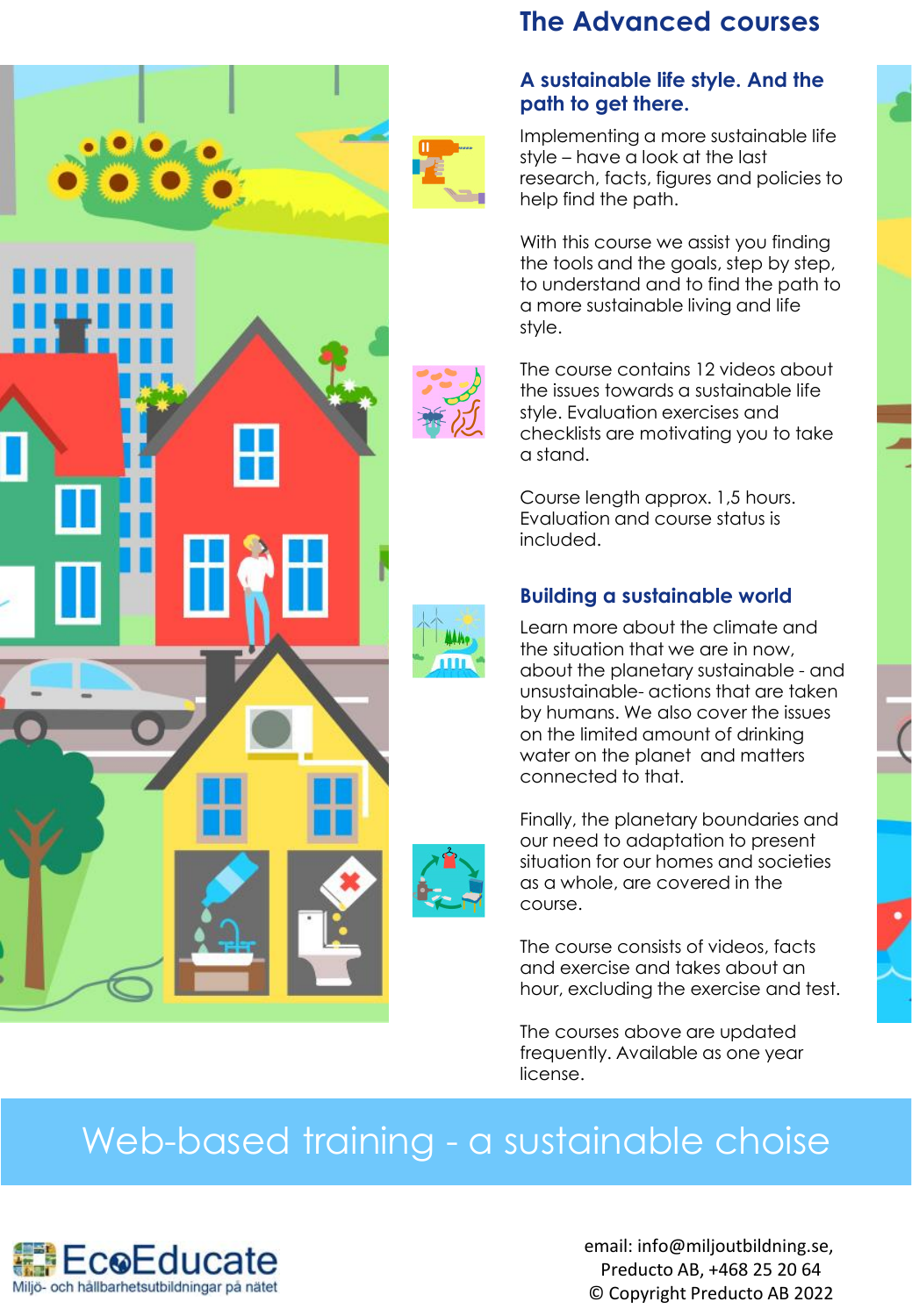# The Advanced courses

## A sustainable life style. And the path to get there.

Implementing a more sustainable life style – have a look at the last research, facts, figures and policies to help find the path.

With this course we assist you finding the tools and the goals, step by step, to understand and to find the path to a more sustainable living and life style.

The course contains 12 videos about the issues towards a sustainable life style. Evaluation exercises and checklists are motivating you to take a stand.

Course length approx. 1,5 hours. Evaluation and course status is included.

## Building a sustainable world

Learn more about the climate and the situation that we are in now, about the planetary sustainable - and unsustainable- actions that are taken by humans. We also cover the issues on the limited amount of drinking water on the planet and matters connected to that.

Finally, the planetary boundaries and our need to adaptation to present situation for our homes and societies as a whole, are covered in the course.

The course consists of videos, facts and exercise and takes about an hour, excluding the exercise and test.

The courses above are updated frequently. Available as one year license.

Web-based training - a sustainable choise

EcoEducate
Miljö- och hållbarhetsutbildningar på nätet

email: info@miljoutbildning.se,
Preducto AB, +468 25 20 64
© Copyright Preducto AB 2022